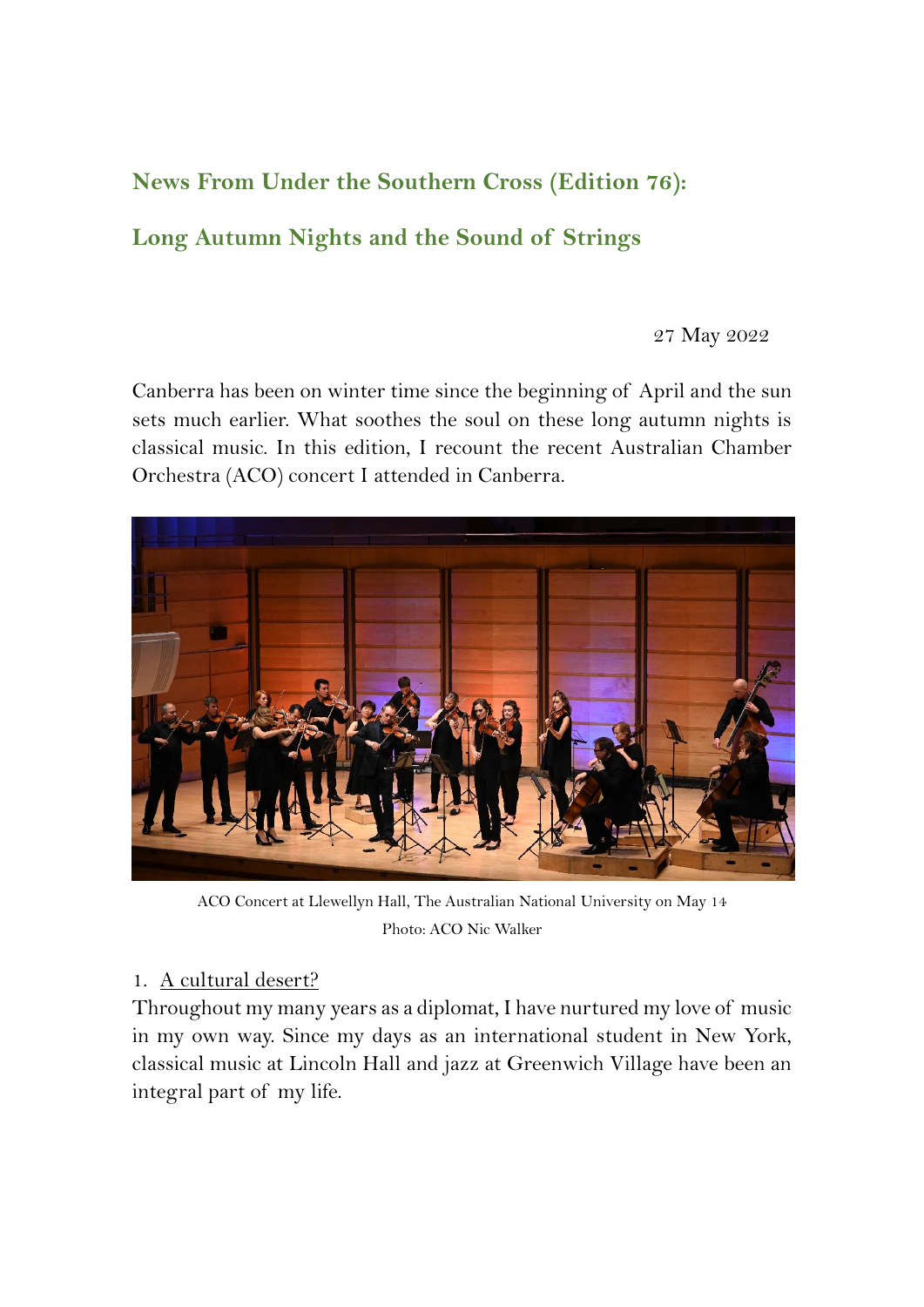## News From Under the Southern Cross (Edition 76):

## Long Autumn Nights and the Sound of Strings

27 May 2022

Canberra has been on winter time since the beginning of April and the sun sets much earlier. What soothes the soul on these long autumn nights is classical music. In this edition, I recount the recent Australian Chamber Orchestra (ACO) concert I attended in Canberra.

ACO Concert at Llewellyn Hall, The Australian National University on May 14
Photo: ACO Nic Walker

1. A cultural desert?

Throughout my many years as a diplomat, I have nurtured my love of music in my own way. Since my days as an international student in New York, classical music at Lincoln Hall and jazz at Greenwich Village have been an integral part of my life.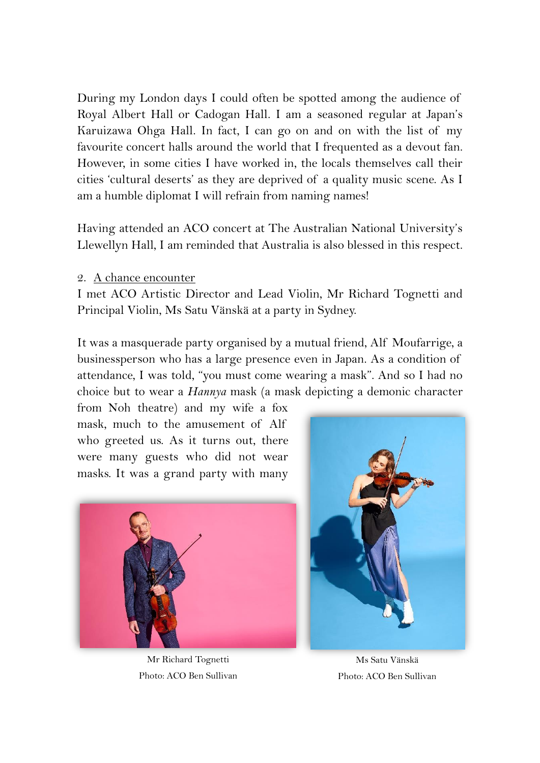During my London days I could often be spotted among the audience of Royal Albert Hall or Cadogan Hall. I am a seasoned regular at Japan's Karuizawa Ohga Hall. In fact, I can go on and on with the list of my favourite concert halls around the world that I frequented as a devout fan. However, in some cities I have worked in, the locals themselves call their cities 'cultural deserts' as they are deprived of a quality music scene. As I am a humble diplomat I will refrain from naming names!

Having attended an ACO concert at The Australian National University's Llewellyn Hall, I am reminded that Australia is also blessed in this respect.

2. <u>A chance encounter</u>

I met ACO Artistic Director and Lead Violin, Mr Richard Tognetti and Principal Violin, Ms Satu Vänskä at a party in Sydney.

It was a masquerade party organised by a mutual friend, Alf Moufarrige, a businessperson who has a large presence even in Japan. As a condition of attendance, I was told, "you must come wearing a mask". And so I had no choice but to wear a *Hannya* mask (a mask depicting a demonic character from Noh theatre) and my wife a fox mask, much to the amusement of Alf who greeted us. As it turns out, there were many guests who did not wear masks. It was a grand party with many

Mr Richard Tognetti
Photo: ACO Ben Sullivan

Ms Satu Vänskä
Photo: ACO Ben Sullivan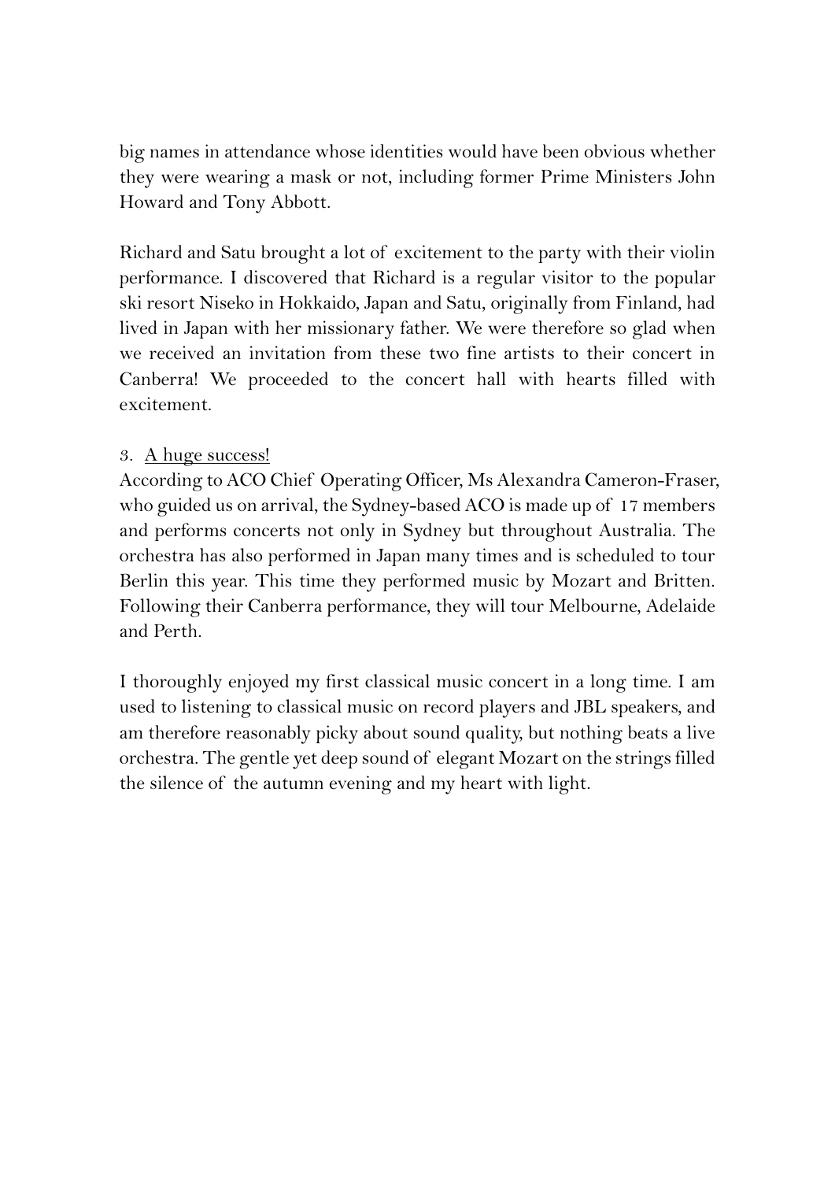big names in attendance whose identities would have been obvious whether they were wearing a mask or not, including former Prime Ministers John Howard and Tony Abbott.

Richard and Satu brought a lot of excitement to the party with their violin performance. I discovered that Richard is a regular visitor to the popular ski resort Niseko in Hokkaido, Japan and Satu, originally from Finland, had lived in Japan with her missionary father. We were therefore so glad when we received an invitation from these two fine artists to their concert in Canberra! We proceeded to the concert hall with hearts filled with excitement.

3. <u>A huge success!</u>

According to ACO Chief Operating Officer, Ms Alexandra Cameron-Fraser, who guided us on arrival, the Sydney-based ACO is made up of 17 members and performs concerts not only in Sydney but throughout Australia. The orchestra has also performed in Japan many times and is scheduled to tour Berlin this year. This time they performed music by Mozart and Britten. Following their Canberra performance, they will tour Melbourne, Adelaide and Perth.

I thoroughly enjoyed my first classical music concert in a long time. I am used to listening to classical music on record players and JBL speakers, and am therefore reasonably picky about sound quality, but nothing beats a live orchestra. The gentle yet deep sound of elegant Mozart on the strings filled the silence of the autumn evening and my heart with light.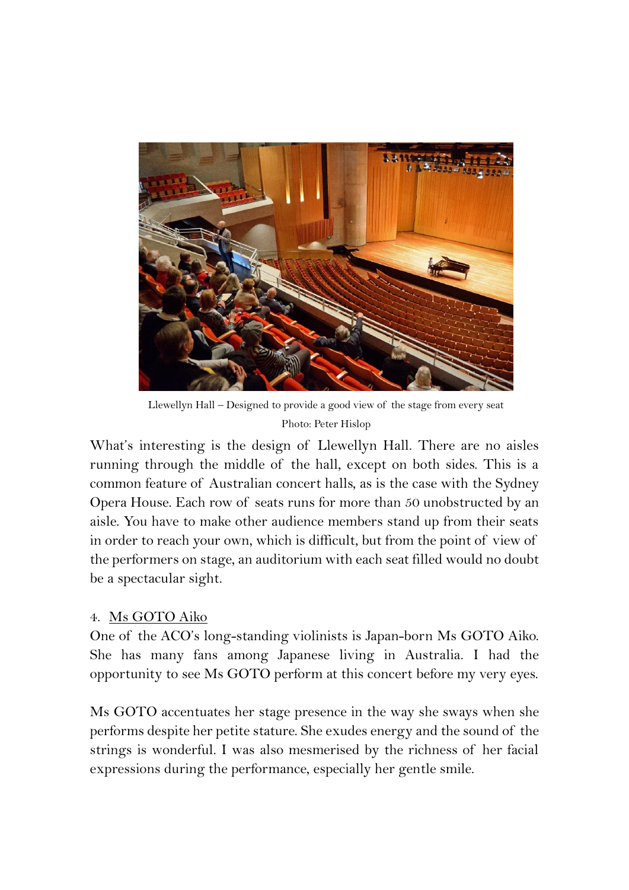Llewellyn Hall – Designed to provide a good view of the stage from every seat

Photo: Peter Hislop

What's interesting is the design of Llewellyn Hall. There are no aisles running through the middle of the hall, except on both sides. This is a common feature of Australian concert halls, as is the case with the Sydney Opera House. Each row of seats runs for more than 50 unobstructed by an aisle. You have to make other audience members stand up from their seats in order to reach your own, which is difficult, but from the point of view of the performers on stage, an auditorium with each seat filled would no doubt be a spectacular sight.

4. Ms GOTO Aiko

One of the ACO's long-standing violinists is Japan-born Ms GOTO Aiko. She has many fans among Japanese living in Australia. I had the opportunity to see Ms GOTO perform at this concert before my very eyes.

Ms GOTO accentuates her stage presence in the way she sways when she performs despite her petite stature. She exudes energy and the sound of the strings is wonderful. I was also mesmerised by the richness of her facial expressions during the performance, especially her gentle smile.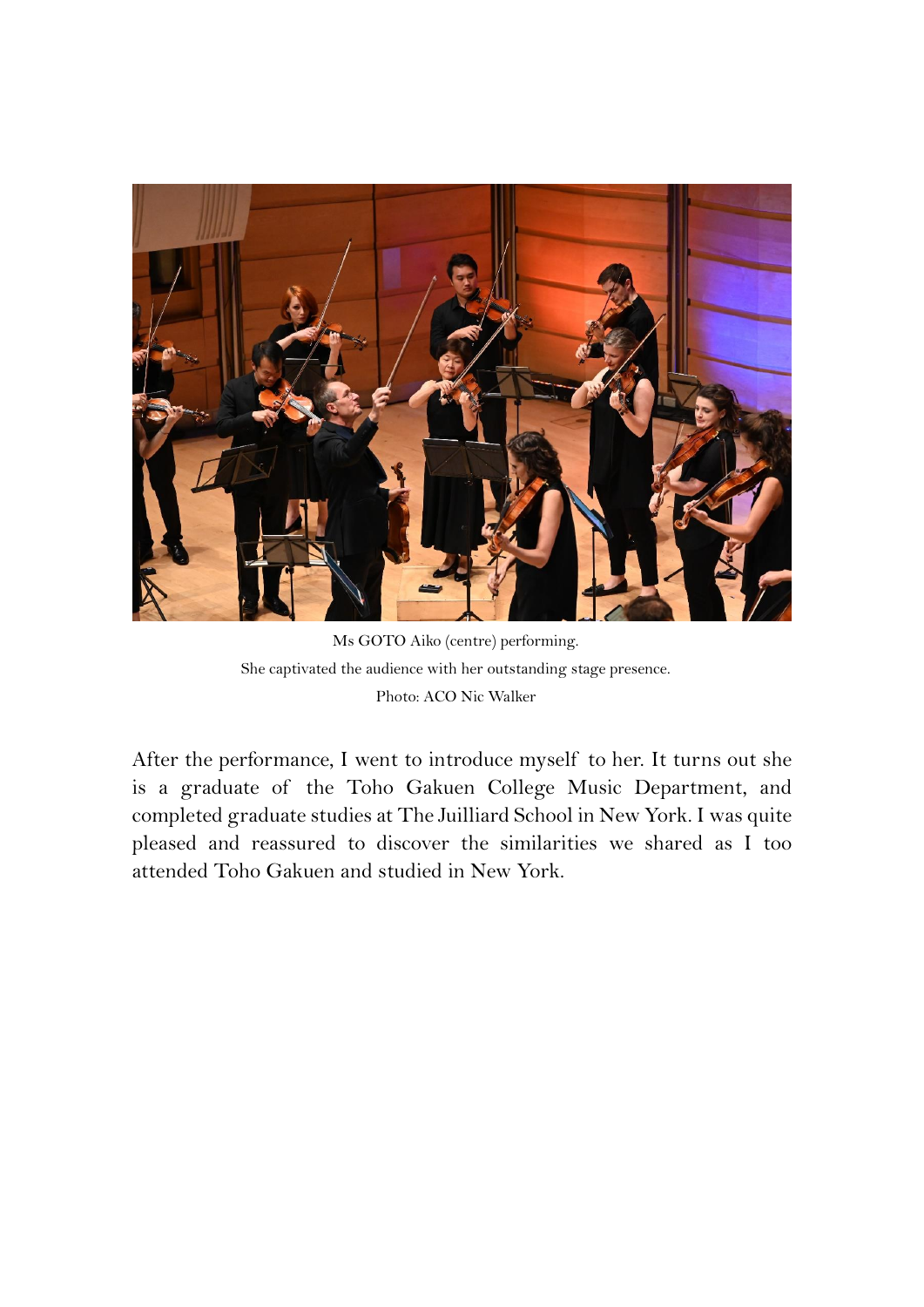Ms GOTO Aiko (centre) performing.

She captivated the audience with her outstanding stage presence.

Photo: ACO Nic Walker

After the performance, I went to introduce myself to her. It turns out she is a graduate of the Toho Gakuen College Music Department, and completed graduate studies at The Juilliard School in New York. I was quite pleased and reassured to discover the similarities we shared as I too attended Toho Gakuen and studied in New York.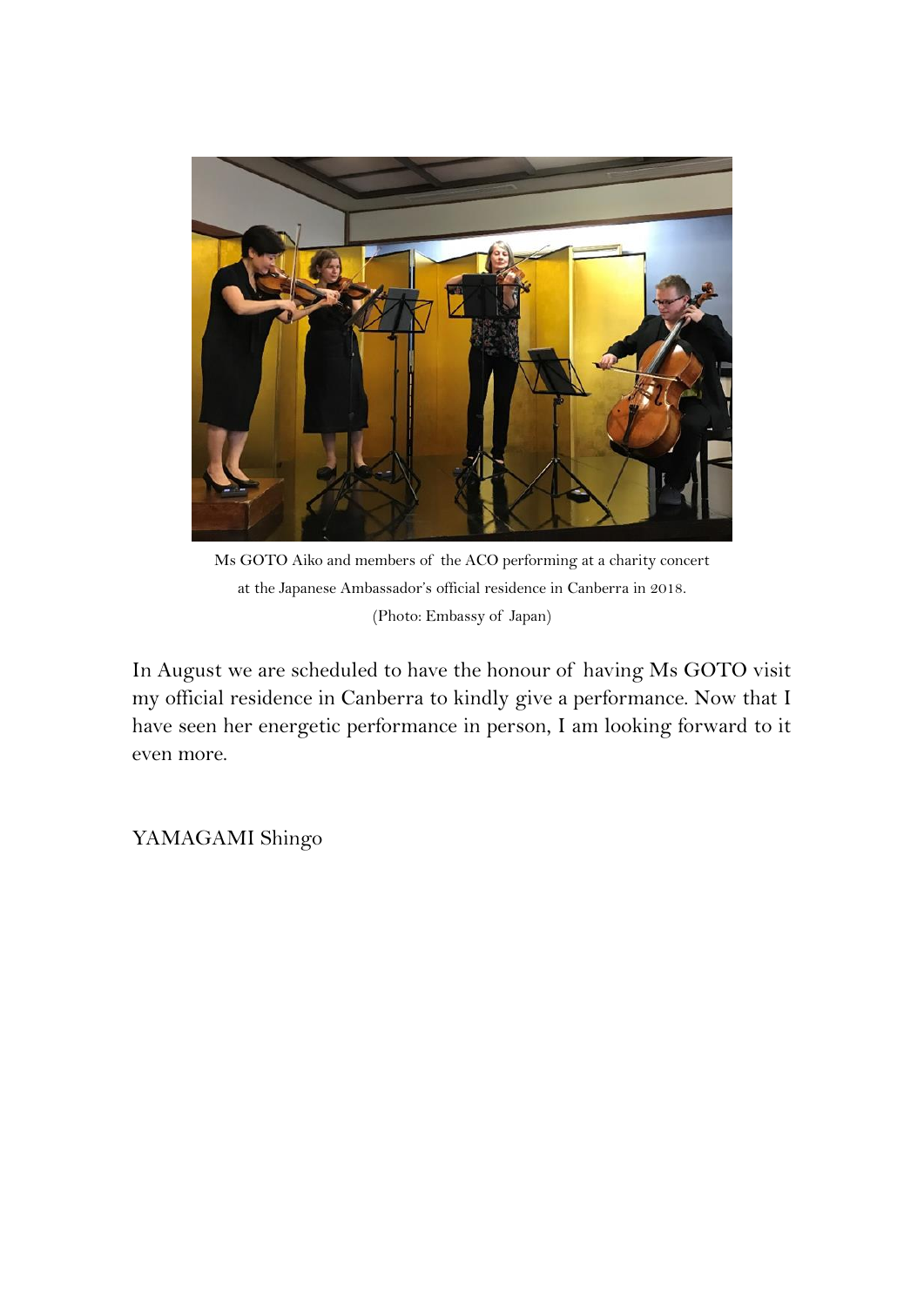Ms GOTO Aiko and members of the ACO performing at a charity concert at the Japanese Ambassador's official residence in Canberra in 2018. (Photo: Embassy of Japan)

In August we are scheduled to have the honour of having Ms GOTO visit my official residence in Canberra to kindly give a performance. Now that I have seen her energetic performance in person, I am looking forward to it even more.

YAMAGAMI Shingo